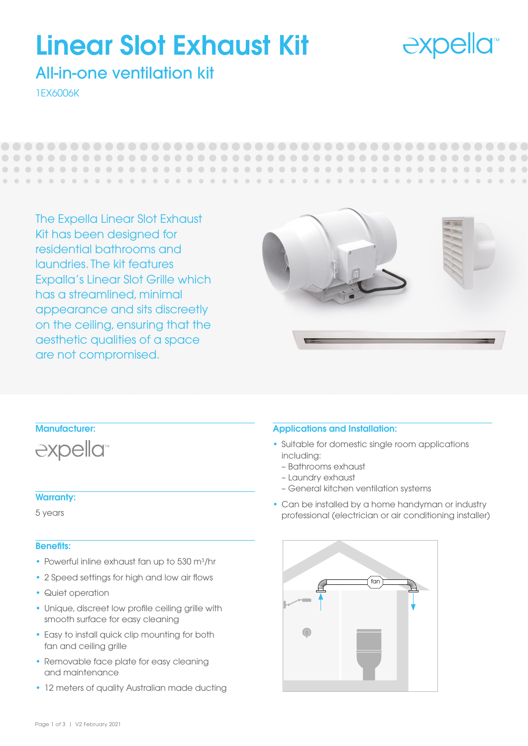# Linear Slot Exhaust Kit

## All-in-one ventilation kit

1EX6006K

The Expella Linear Slot Exhaust Kit has been designed for residential bathrooms and laundries. The kit features Expalla's Linear Slot Grille which has a streamlined, minimal appearance and sits discreetly on the ceiling, ensuring that the aesthetic qualities of a space are not compromised.

### Manufacturer:

expella

### Warranty:

5 years

### Benefits:

- Powerful inline exhaust fan up to 530 $m^3$/hr
- 2 Speed settings for high and low air flows
- Quiet operation
- Unique, discreet low profile ceiling grille with smooth surface for easy cleaning
- Easy to install quick clip mounting for both fan and ceiling grille
- Removable face plate for easy cleaning and maintenance
- 12 meters of quality Australian made ducting

### Applications and Installation:

- Suitable for domestic single room applications including:
  - Bathrooms exhaust
  - Laundry exhaust
  - General kitchen ventilation systems
- Can be installed by a home handyman or industry professional (electrician or air conditioning installer)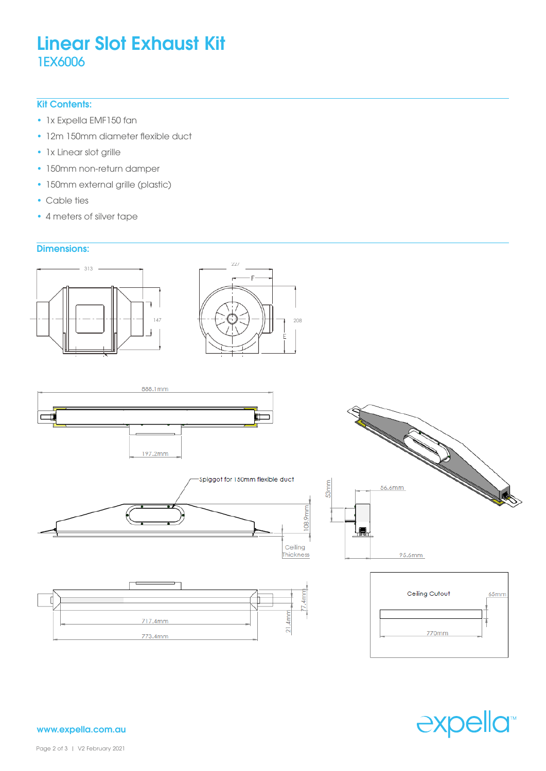# Linear Slot Exhaust Kit

## 1EX6006

### Kit Contents:

- 1x Expella EMF150 fan
- 12m 150mm diameter flexible duct
- 1x Linear slot grille
- 150mm non-return damper
- 150mm external grille (plastic)
- Cable ties
- 4 meters of silver tape

### Dimensions:

313

147

227

F

208

E

888.1mm

197.2mm

Spiggot for 150mm flexible duct

108.9mm

Ceiling Thickness

53mm

56.6mm

95.6mm

717.4mm

773.4mm

21.4mm

77.4mm

Ceiling Cutout

65mm

770mm

www.expella.com.au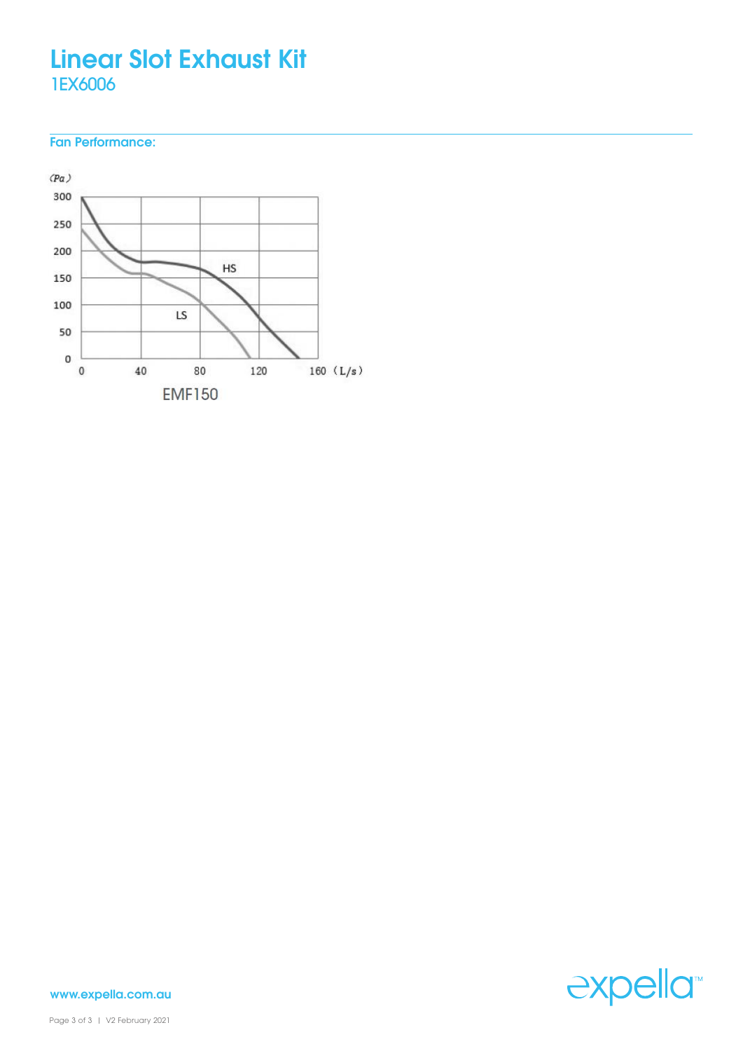# Linear Slot Exhaust Kit

1EX6006

## Fan Performance:

(Pa)
300
250
200
150
100
50
0
0
40
80
120
160 (L/s)
HS
LS
EMF150

www.expella.com.au